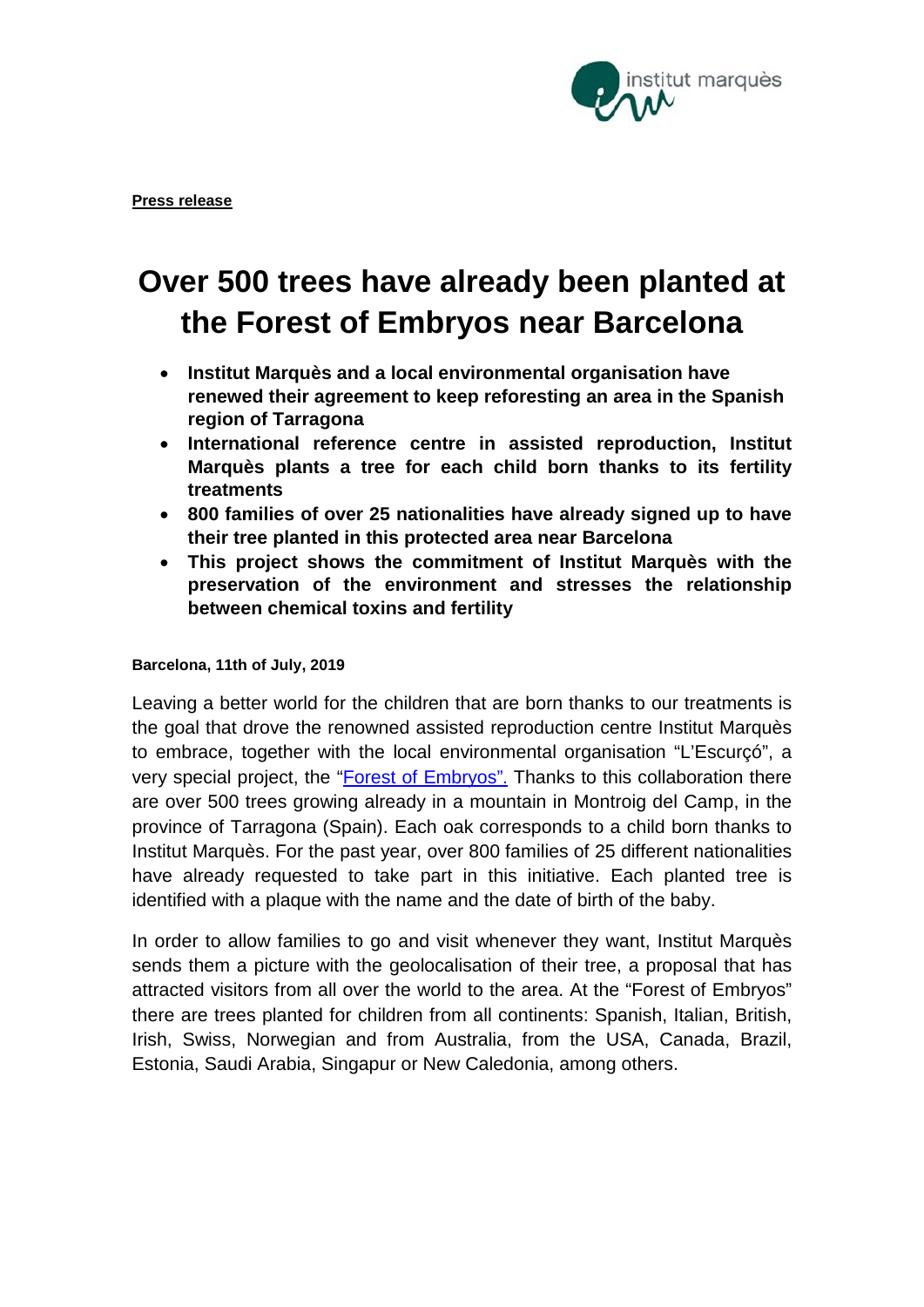**Press release**

# Over 500 trees have already been planted at the Forest of Embryos near Barcelona

- **Institut Marquès and a local environmental organisation have renewed their agreement to keep reforesting an area in the Spanish region of Tarragona**
- **International reference centre in assisted reproduction, Institut Marquès plants a tree for each child born thanks to its fertility treatments**
- **800 families of over 25 nationalities have already signed up to have their tree planted in this protected area near Barcelona**
- **This project shows the commitment of Institut Marquès with the preservation of the environment and stresses the relationship between chemical toxins and fertility**

**Barcelona, 11th of July, 2019**

Leaving a better world for the children that are born thanks to our treatments is the goal that drove the renowned assisted reproduction centre Institut Marquès to embrace, together with the local environmental organisation "L'Escurçó", a very special project, the "Forest of Embryos". Thanks to this collaboration there are over 500 trees growing already in a mountain in Montroig del Camp, in the province of Tarragona (Spain). Each oak corresponds to a child born thanks to Institut Marquès. For the past year, over 800 families of 25 different nationalities have already requested to take part in this initiative. Each planted tree is identified with a plaque with the name and the date of birth of the baby.

In order to allow families to go and visit whenever they want, Institut Marquès sends them a picture with the geolocalisation of their tree, a proposal that has attracted visitors from all over the world to the area. At the "Forest of Embryos" there are trees planted for children from all continents: Spanish, Italian, British, Irish, Swiss, Norwegian and from Australia, from the USA, Canada, Brazil, Estonia, Saudi Arabia, Singapur or New Caledonia, among others.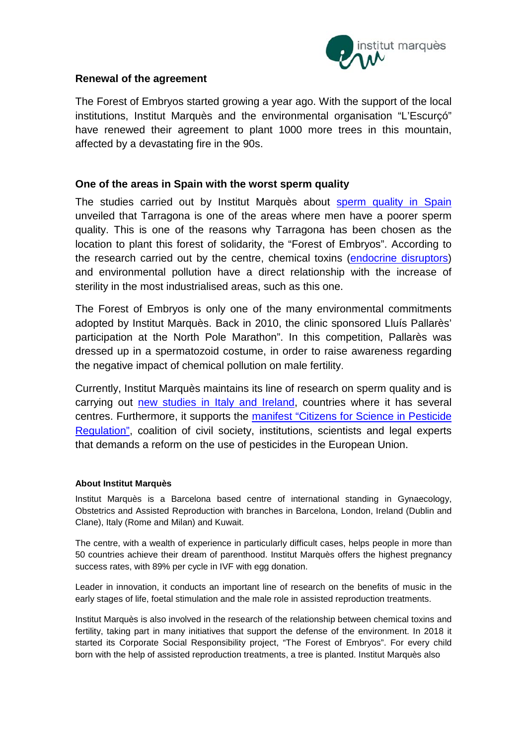## Renewal of the agreement

The Forest of Embryos started growing a year ago. With the support of the local institutions, Institut Marquès and the environmental organisation "L'Escurçó" have renewed their agreement to plant 1000 more trees in this mountain, affected by a devastating fire in the 90s.

## One of the areas in Spain with the worst sperm quality

The studies carried out by Institut Marquès about sperm quality in Spain unveiled that Tarragona is one of the areas where men have a poorer sperm quality. This is one of the reasons why Tarragona has been chosen as the location to plant this forest of solidarity, the "Forest of Embryos". According to the research carried out by the centre, chemical toxins (endocrine disruptors) and environmental pollution have a direct relationship with the increase of sterility in the most industrialised areas, such as this one.

The Forest of Embryos is only one of the many environmental commitments adopted by Institut Marquès. Back in 2010, the clinic sponsored Lluís Pallarès' participation at the North Pole Marathon". In this competition, Pallarès was dressed up in a spermatozoid costume, in order to raise awareness regarding the negative impact of chemical pollution on male fertility.

Currently, Institut Marquès maintains its line of research on sperm quality and is carrying out new studies in Italy and Ireland, countries where it has several centres. Furthermore, it supports the manifest "Citizens for Science in Pesticide Regulation", coalition of civil society, institutions, scientists and legal experts that demands a reform on the use of pesticides in the European Union.

#### About Institut Marquès

Institut Marquès is a Barcelona based centre of international standing in Gynaecology, Obstetrics and Assisted Reproduction with branches in Barcelona, London, Ireland (Dublin and Clane), Italy (Rome and Milan) and Kuwait.

The centre, with a wealth of experience in particularly difficult cases, helps people in more than 50 countries achieve their dream of parenthood. Institut Marquès offers the highest pregnancy success rates, with 89% per cycle in IVF with egg donation.

Leader in innovation, it conducts an important line of research on the benefits of music in the early stages of life, foetal stimulation and the male role in assisted reproduction treatments.

Institut Marquès is also involved in the research of the relationship between chemical toxins and fertility, taking part in many initiatives that support the defense of the environment. In 2018 it started its Corporate Social Responsibility project, "The Forest of Embryos". For every child born with the help of assisted reproduction treatments, a tree is planted. Institut Marquès also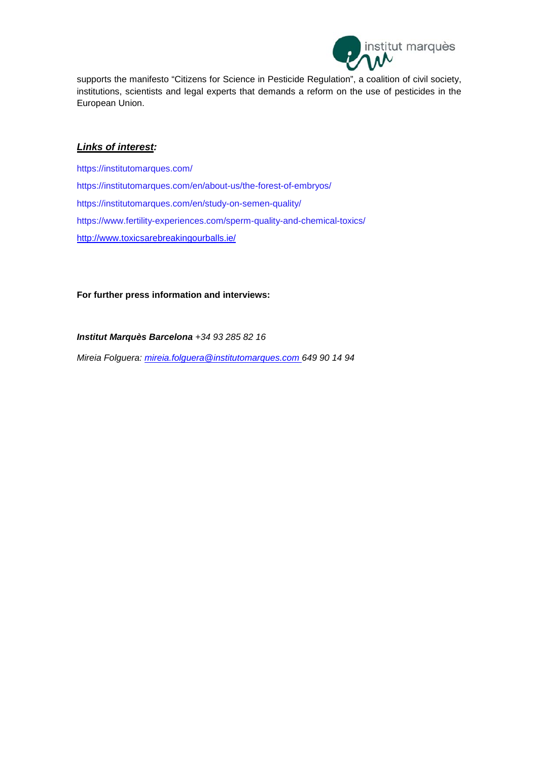supports the manifesto "Citizens for Science in Pesticide Regulation", a coalition of civil society, institutions, scientists and legal experts that demands a reform on the use of pesticides in the European Union.

***Links of interest:***

https://institutomarques.com/

https://institutomarques.com/en/about-us/the-forest-of-embryos/

https://institutomarques.com/en/study-on-semen-quality/

https://www.fertility-experiences.com/sperm-quality-and-chemical-toxics/

http://www.toxicsarebreakingourballs.ie/

**For further press information and interviews:**

***Institut Marquès Barcelona*** *+34 93 285 82 16*

*Mireia Folguera: mireia.folguera@institutomarques.com 649 90 14 94*